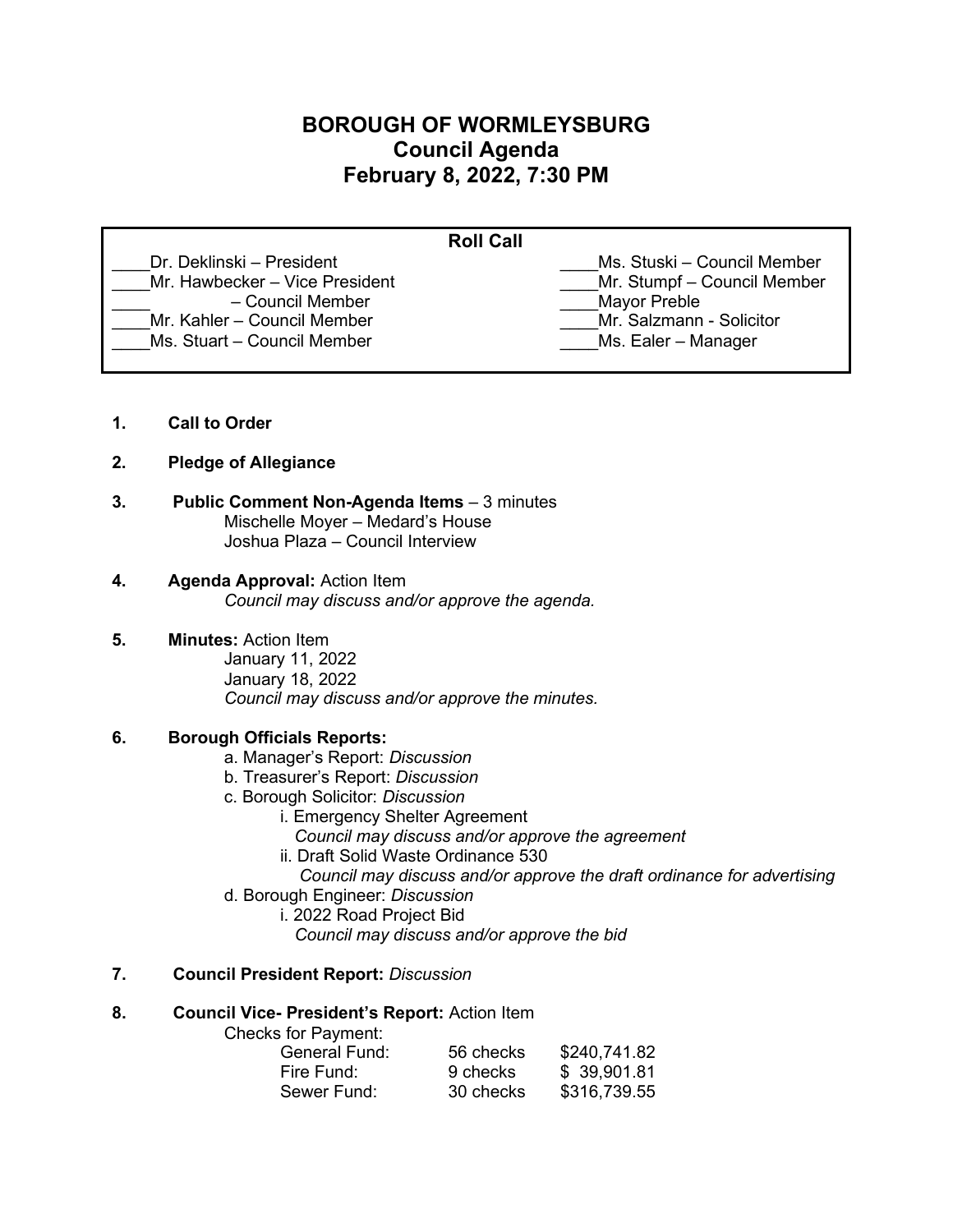# BOROUGH OF WORMLEYSBURG
## Council Agenda
## February 8, 2022, 7:30 PM

**Roll Call**

| | |
|---|---|
| ____Dr. Deklinski – President | ____Ms. Stuski – Council Member |
| ____Mr. Hawbecker – Vice President | ____Mr. Stumpf – Council Member |
| ____ – Council Member | ____Mayor Preble |
| ____Mr. Kahler – Council Member | ____Mr. Salzmann - Solicitor |
| ____Ms. Stuart – Council Member | ____Ms. Ealer – Manager |

1. **Call to Order**

2. **Pledge of Allegiance**

3. **Public Comment Non-Agenda Items** – 3 minutes
   Mischelle Moyer – Medard's House
   Joshua Plaza – Council Interview

4. **Agenda Approval:** Action Item
   *Council may discuss and/or approve the agenda.*

5. **Minutes:** Action Item
   January 11, 2022
   January 18, 2022
   *Council may discuss and/or approve the minutes.*

6. **Borough Officials Reports:**
   a. Manager's Report: *Discussion*
   b. Treasurer's Report: *Discussion*
   c. Borough Solicitor: *Discussion*
      i. Emergency Shelter Agreement
         *Council may discuss and/or approve the agreement*
      ii. Draft Solid Waste Ordinance 530
         *Council may discuss and/or approve the draft ordinance for advertising*
   d. Borough Engineer: *Discussion*
      i. 2022 Road Project Bid
         *Council may discuss and/or approve the bid*

7. **Council President Report:** *Discussion*

8. **Council Vice- President's Report:** Action Item
   Checks for Payment:

| | | |
|---|---|---|
| General Fund: | 56 checks | $240,741.82 |
| Fire Fund: | 9 checks | $ 39,901.81 |
| Sewer Fund: | 30 checks | $316,739.55 |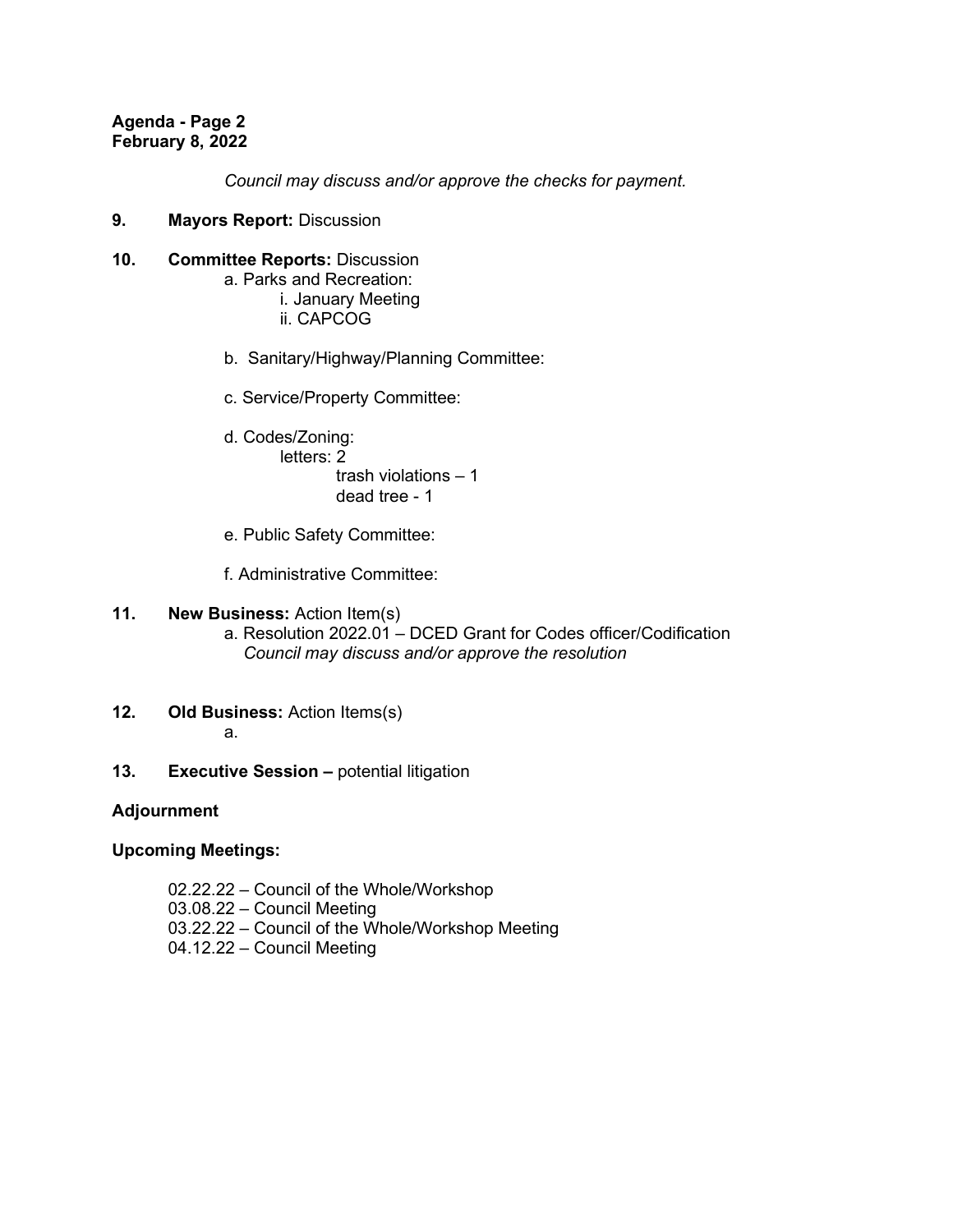**Agenda - Page 2**
**February 8, 2022**

*Council may discuss and/or approve the checks for payment.*

**9. Mayors Report:** Discussion

**10. Committee Reports:** Discussion

- a. Parks and Recreation:
  - i. January Meeting
  - ii. CAPCOG
- b. Sanitary/Highway/Planning Committee:
- c. Service/Property Committee:
- d. Codes/Zoning:
  - letters: 2
    - trash violations – 1
    - dead tree - 1
- e. Public Safety Committee:
- f. Administrative Committee:

**11. New Business:** Action Item(s)

- a. Resolution 2022.01 – DCED Grant for Codes officer/Codification
  *Council may discuss and/or approve the resolution*

**12. Old Business:** Action Items(s)

- a.

**13. Executive Session –** potential litigation

**Adjournment**

**Upcoming Meetings:**

02.22.22 – Council of the Whole/Workshop
03.08.22 – Council Meeting
03.22.22 – Council of the Whole/Workshop Meeting
04.12.22 – Council Meeting